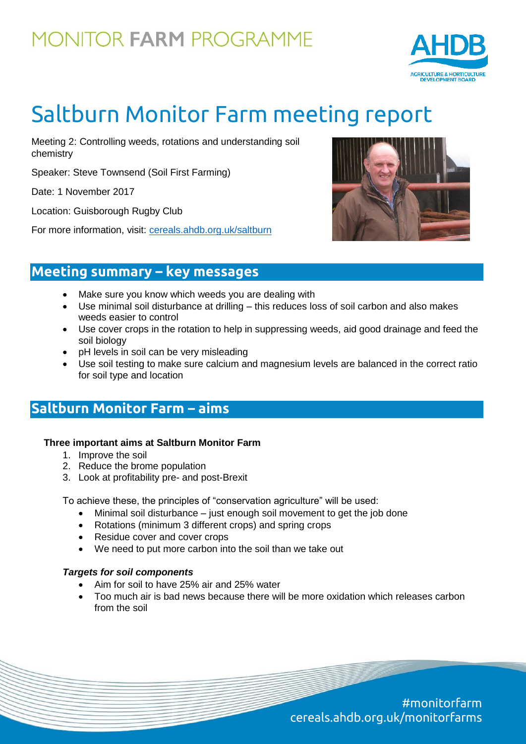# MONITOR FARM PROGRAMME

# Saltburn Monitor Farm meeting report

Meeting 2: Controlling weeds, rotations and understanding soil chemistry

Speaker: Steve Townsend (Soil First Farming)

Date: 1 November 2017

Location: Guisborough Rugby Club

For more information, visit: cereals.ahdb.org.uk/saltburn

## Meeting summary – key messages

- Make sure you know which weeds you are dealing with
- Use minimal soil disturbance at drilling – this reduces loss of soil carbon and also makes weeds easier to control
- Use cover crops in the rotation to help in suppressing weeds, aid good drainage and feed the soil biology
- pH levels in soil can be very misleading
- Use soil testing to make sure calcium and magnesium levels are balanced in the correct ratio for soil type and location

## Saltburn Monitor Farm – aims

**Three important aims at Saltburn Monitor Farm**

1. Improve the soil
2. Reduce the brome population
3. Look at profitability pre- and post-Brexit

To achieve these, the principles of "conservation agriculture" will be used:

- Minimal soil disturbance – just enough soil movement to get the job done
- Rotations (minimum 3 different crops) and spring crops
- Residue cover and cover crops
- We need to put more carbon into the soil than we take out

***Targets for soil components***

- Aim for soil to have 25% air and 25% water
- Too much air is bad news because there will be more oxidation which releases carbon from the soil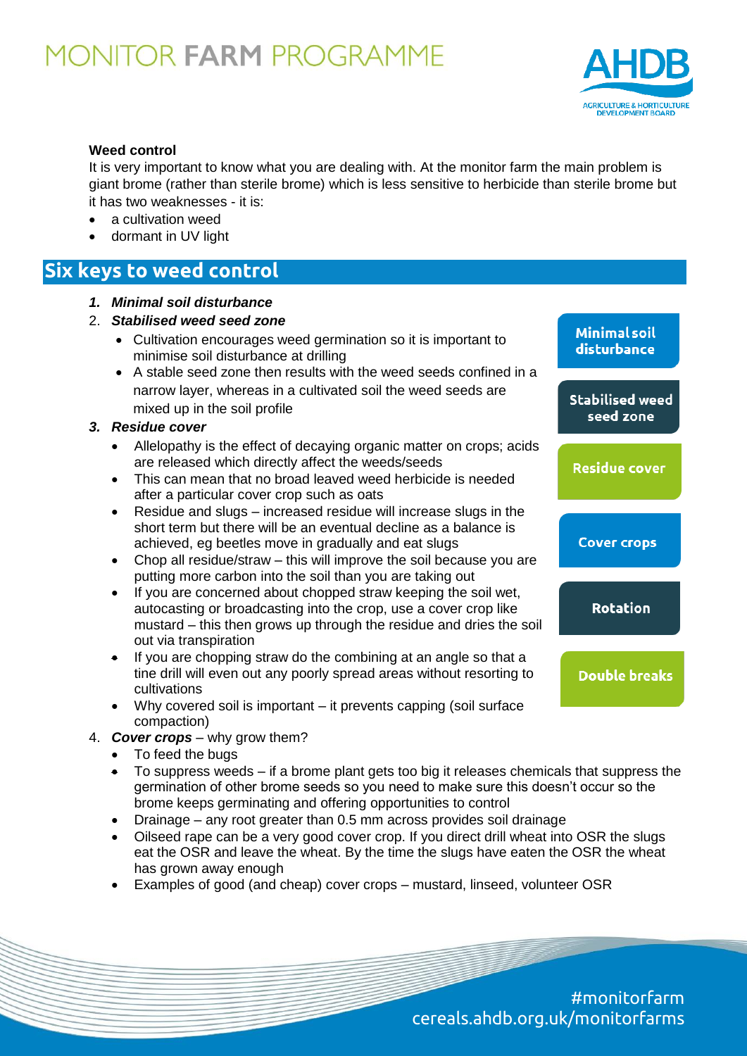**Weed control**

It is very important to know what you are dealing with. At the monitor farm the main problem is giant brome (rather than sterile brome) which is less sensitive to herbicide than sterile brome but it has two weaknesses - it is:

- a cultivation weed
- dormant in UV light

## Six keys to weed control

1. ***Minimal soil disturbance***
2. ***Stabilised weed seed zone***
   - Cultivation encourages weed germination so it is important to minimise soil disturbance at drilling
   - A stable seed zone then results with the weed seeds confined in a narrow layer, whereas in a cultivated soil the weed seeds are mixed up in the soil profile
3. ***Residue cover***
   - Allelopathy is the effect of decaying organic matter on crops; acids are released which directly affect the weeds/seeds
   - This can mean that no broad leaved weed herbicide is needed after a particular cover crop such as oats
   - Residue and slugs – increased residue will increase slugs in the short term but there will be an eventual decline as a balance is achieved, eg beetles move in gradually and eat slugs
   - Chop all residue/straw – this will improve the soil because you are putting more carbon into the soil than you are taking out
   - If you are concerned about chopped straw keeping the soil wet, autocasting or broadcasting into the crop, use a cover crop like mustard – this then grows up through the residue and dries the soil out via transpiration
   - If you are chopping straw do the combining at an angle so that a tine drill will even out any poorly spread areas without resorting to cultivations
   - Why covered soil is important – it prevents capping (soil surface compaction)
4. ***Cover crops*** – why grow them?
   - To feed the bugs
   - To suppress weeds – if a brome plant gets too big it releases chemicals that suppress the germination of other brome seeds so you need to make sure this doesn't occur so the brome keeps germinating and offering opportunities to control
   - Drainage – any root greater than 0.5 mm across provides soil drainage
   - Oilseed rape can be a very good cover crop. If you direct drill wheat into OSR the slugs eat the OSR and leave the wheat. By the time the slugs have eaten the OSR the wheat has grown away enough
   - Examples of good (and cheap) cover crops – mustard, linseed, volunteer OSR

Minimal soil disturbance

Stabilised weed seed zone

Residue cover

Cover crops

Rotation

Double breaks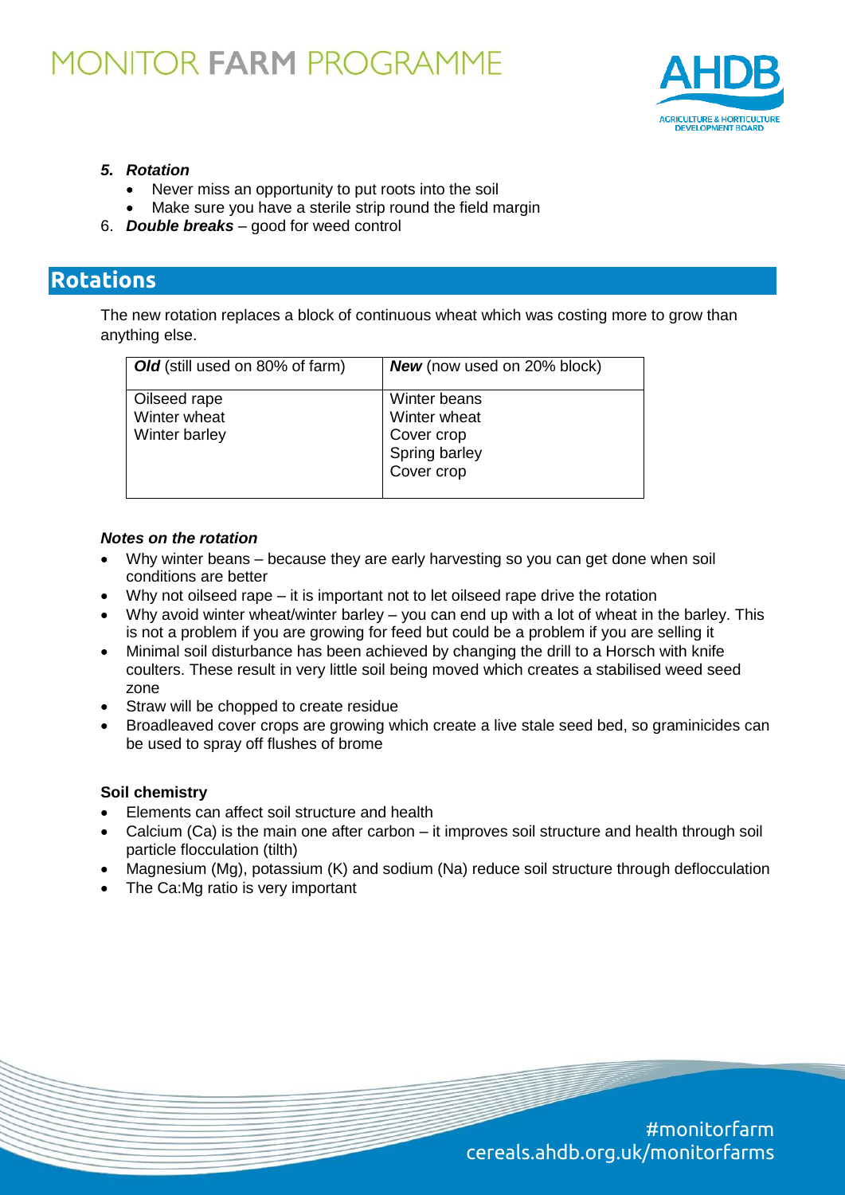5. ***Rotation***
    - Never miss an opportunity to put roots into the soil
    - Make sure you have a sterile strip round the field margin
6. ***Double breaks*** – good for weed control

## Rotations

The new rotation replaces a block of continuous wheat which was costing more to grow than anything else.

| ***Old*** (still used on 80% of farm) | ***New*** (now used on 20% block) |
|---|---|
| Oilseed rape<br>Winter wheat<br>Winter barley | Winter beans<br>Winter wheat<br>Cover crop<br>Spring barley<br>Cover crop |

***Notes on the rotation***

- Why winter beans – because they are early harvesting so you can get done when soil conditions are better
- Why not oilseed rape – it is important not to let oilseed rape drive the rotation
- Why avoid winter wheat/winter barley – you can end up with a lot of wheat in the barley. This is not a problem if you are growing for feed but could be a problem if you are selling it
- Minimal soil disturbance has been achieved by changing the drill to a Horsch with knife coulters. These result in very little soil being moved which creates a stabilised weed seed zone
- Straw will be chopped to create residue
- Broadleaved cover crops are growing which create a live stale seed bed, so graminicides can be used to spray off flushes of brome

**Soil chemistry**

- Elements can affect soil structure and health
- Calcium (Ca) is the main one after carbon – it improves soil structure and health through soil particle flocculation (tilth)
- Magnesium (Mg), potassium (K) and sodium (Na) reduce soil structure through deflocculation
- The Ca:Mg ratio is very important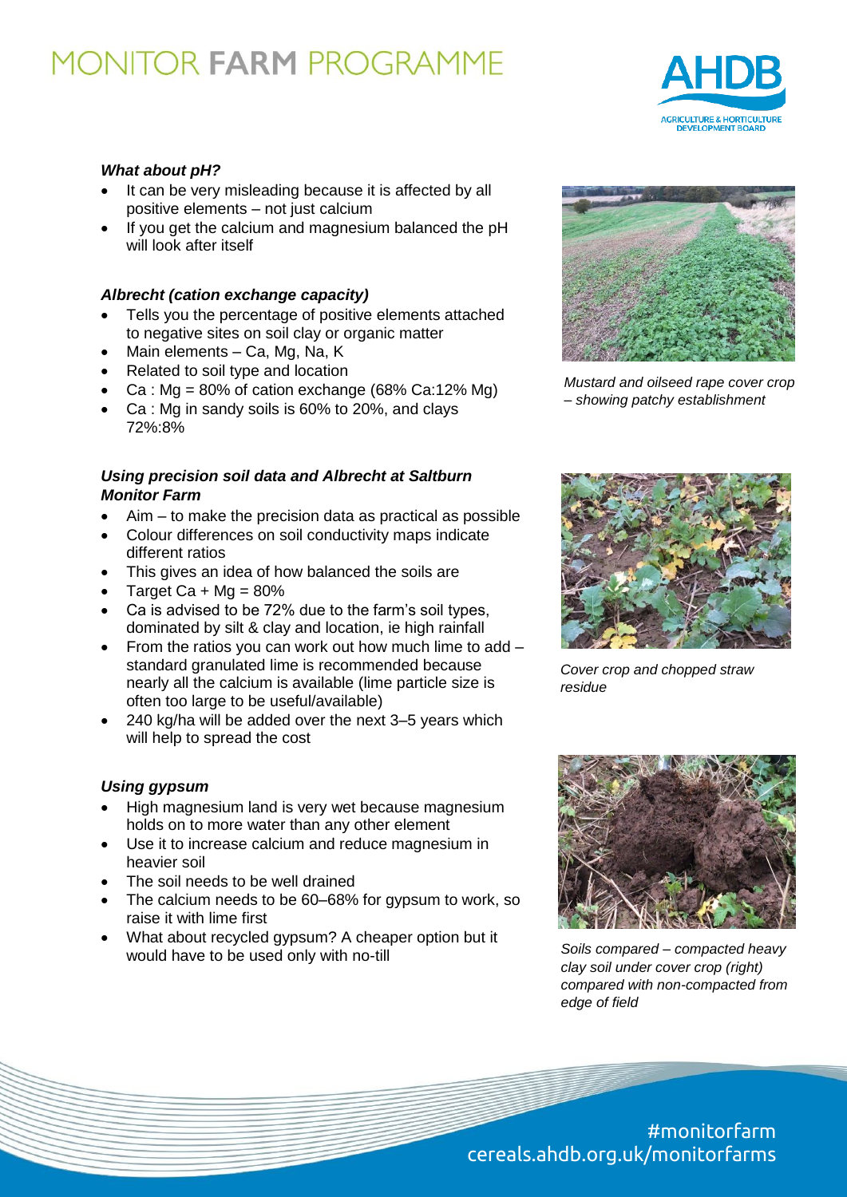### *What about pH?*

- It can be very misleading because it is affected by all positive elements – not just calcium
- If you get the calcium and magnesium balanced the pH will look after itself

### *Albrecht (cation exchange capacity)*

- Tells you the percentage of positive elements attached to negative sites on soil clay or organic matter
- Main elements – Ca, Mg, Na, K
- Related to soil type and location
- Ca : Mg = 80% of cation exchange (68% Ca:12% Mg)
- Ca : Mg in sandy soils is 60% to 20%, and clays 72%:8%

### *Using precision soil data and Albrecht at Saltburn Monitor Farm*

- Aim – to make the precision data as practical as possible
- Colour differences on soil conductivity maps indicate different ratios
- This gives an idea of how balanced the soils are
- Target Ca + Mg = 80%
- Ca is advised to be 72% due to the farm's soil types, dominated by silt & clay and location, ie high rainfall
- From the ratios you can work out how much lime to add – standard granulated lime is recommended because nearly all the calcium is available (lime particle size is often too large to be useful/available)
- 240 kg/ha will be added over the next 3–5 years which will help to spread the cost

### *Using gypsum*

- High magnesium land is very wet because magnesium holds on to more water than any other element
- Use it to increase calcium and reduce magnesium in heavier soil
- The soil needs to be well drained
- The calcium needs to be 60–68% for gypsum to work, so raise it with lime first
- What about recycled gypsum? A cheaper option but it would have to be used only with no-till

*Mustard and oilseed rape cover crop – showing patchy establishment*

*Cover crop and chopped straw residue*

*Soils compared – compacted heavy clay soil under cover crop (right) compared with non-compacted from edge of field*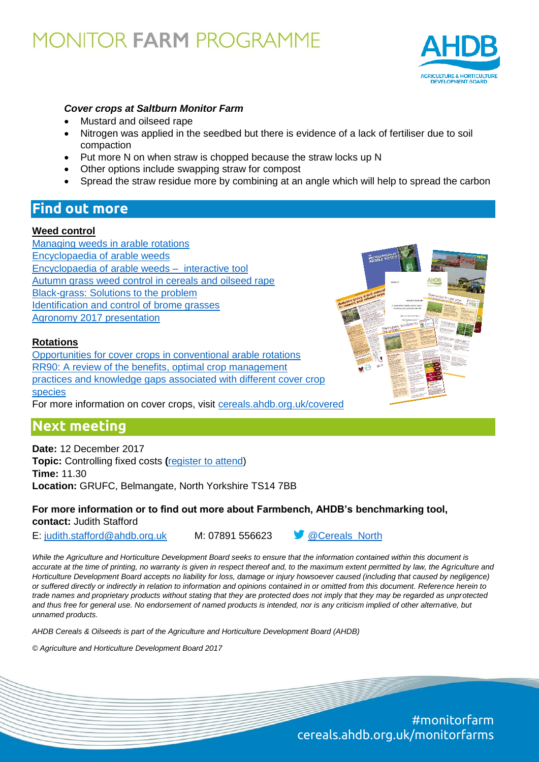*Cover crops at Saltburn Monitor Farm*

- Mustard and oilseed rape
- Nitrogen was applied in the seedbed but there is evidence of a lack of fertiliser due to soil compaction
- Put more N on when straw is chopped because the straw locks up N
- Other options include swapping straw for compost
- Spread the straw residue more by combining at an angle which will help to spread the carbon

## Find out more

**Weed control**

Managing weeds in arable rotations
Encyclopaedia of arable weeds
Encyclopaedia of arable weeds – interactive tool
Autumn grass weed control in cereals and oilseed rape
Black-grass: Solutions to the problem
Identification and control of brome grasses
Agronomy 2017 presentation

**Rotations**

Opportunities for cover crops in conventional arable rotations
RR90: A review of the benefits, optimal crop management practices and knowledge gaps associated with different cover crop species

For more information on cover crops, visit cereals.ahdb.org.uk/covered

## Next meeting

**Date:** 12 December 2017
**Topic:** Controlling fixed costs **(**register to attend)
**Time:** 11.30
**Location:** GRUFC, Belmangate, North Yorkshire TS14 7BB

**For more information or to find out more about Farmbench, AHDB's benchmarking tool, contact:** Judith Stafford

E: judith.stafford@ahdb.org.uk M: 07891 556623 @Cereals_North

*While the Agriculture and Horticulture Development Board seeks to ensure that the information contained within this document is accurate at the time of printing, no warranty is given in respect thereof and, to the maximum extent permitted by law, the Agriculture and Horticulture Development Board accepts no liability for loss, damage or injury howsoever caused (including that caused by negligence) or suffered directly or indirectly in relation to information and opinions contained in or omitted from this document. Reference herein to trade names and proprietary products without stating that they are protected does not imply that they may be regarded as unprotected and thus free for general use. No endorsement of named products is intended, nor is any criticism implied of other alternative, but unnamed products.*

*AHDB Cereals & Oilseeds is part of the Agriculture and Horticulture Development Board (AHDB)*

*© Agriculture and Horticulture Development Board 2017*